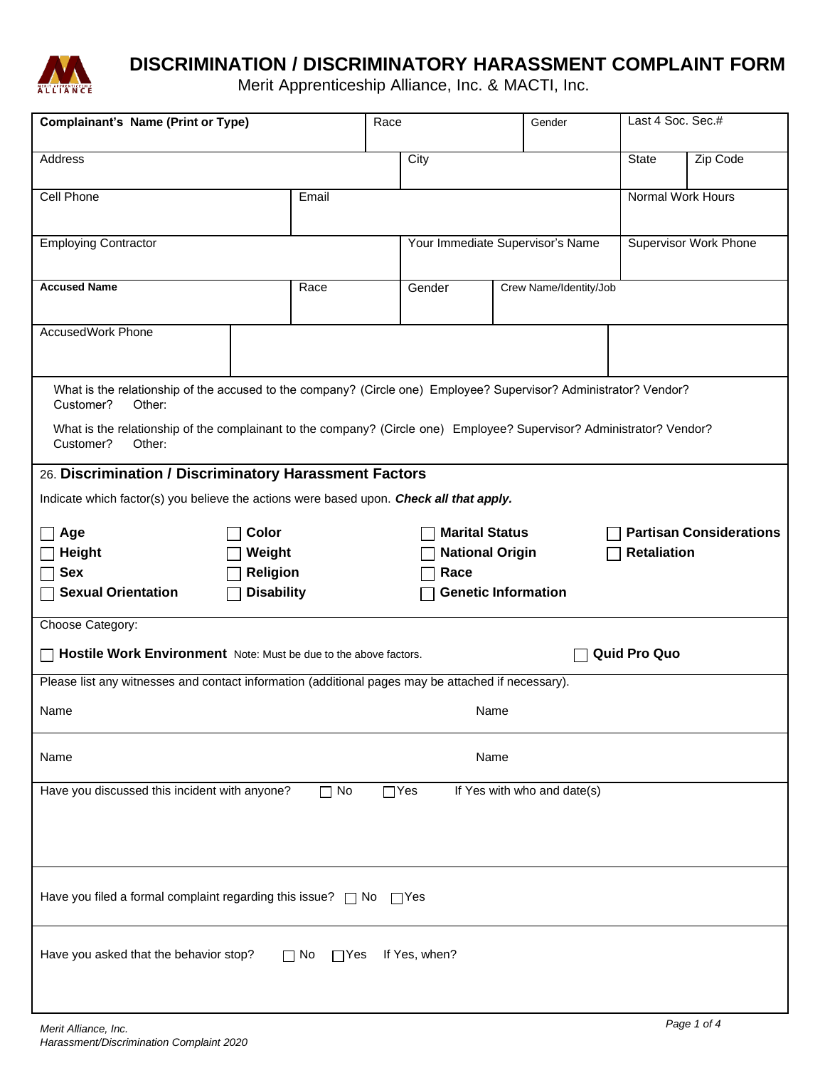# DISCRIMINATION / DISCRIMINATORY HARASSMENT COMPLAINT FORM

Merit Apprenticeship Alliance, Inc. & MACTI, Inc.

| **Complainant's Name (Print or Type)** | Race | Gender | Last 4 Soc. Sec.# |
|---|---|---|---|
| | | | |

| Address | City | State | Zip Code |
|---|---|---|---|
| | | | |

| Cell Phone | Email | Normal Work Hours |
|---|---|---|
| | | |

| Employing Contractor | Your Immediate Supervisor's Name | Supervisor Work Phone |
|---|---|---|
| | | |

| **Accused Name** | Race | Gender | Crew Name/Identity/Job |
|---|---|---|---|
| | | | |

| AccusedWork Phone | | |
|---|---|---|
| | | |

What is the relationship of the accused to the company? (Circle one) Employee? Supervisor? Administrator? Vendor? Customer? Other:

What is the relationship of the complainant to the company? (Circle one) Employee? Supervisor? Administrator? Vendor? Customer? Other:

## 26. Discrimination / Discriminatory Harassment Factors

Indicate which factor(s) you believe the actions were based upon. ***Check all that apply.***

- ☐ **Age**
- ☐ **Height**
- ☐ **Sex**
- ☐ **Sexual Orientation**
- ☐ **Color**
- ☐ **Weight**
- ☐ **Religion**
- ☐ **Disability**
- ☐ **Marital Status**
- ☐ **National Origin**
- ☐ **Race**
- ☐ **Genetic Information**
- ☐ **Partisan Considerations**
- ☐ **Retaliation**

Choose Category:

☐ **Hostile Work Environment** Note: Must be due to the above factors.

☐ **Quid Pro Quo**

Please list any witnesses and contact information (additional pages may be attached if necessary).

| Name | Name |
|---|---|
| | |
| Name | Name |
| | |

Have you discussed this incident with anyone? ☐ No ☐ Yes If Yes with who and date(s)

Have you filed a formal complaint regarding this issue? ☐ No ☐ Yes

Have you asked that the behavior stop? ☐ No ☐ Yes If Yes, when?

*Merit Alliance, Inc.*
*Harassment/Discrimination Complaint 2020*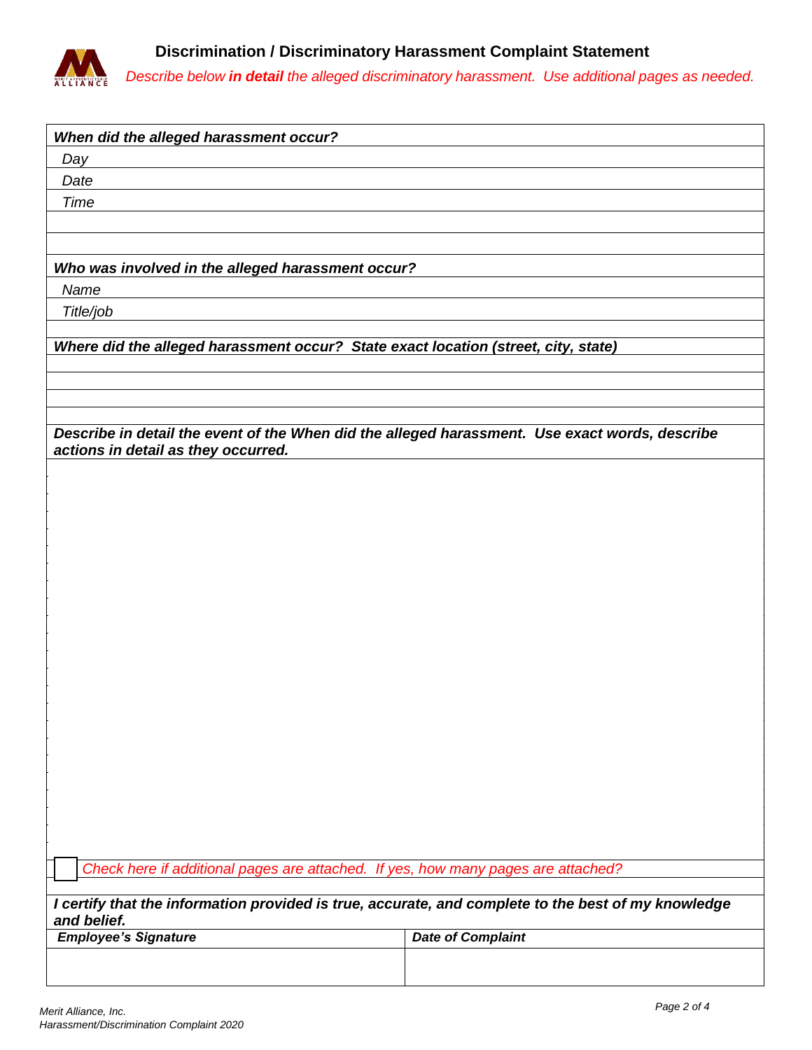# Discrimination / Discriminatory Harassment Complaint Statement

*Describe below **in detail** the alleged discriminatory harassment. Use additional pages as needed.*

| ***When did the alleged harassment occur?*** |
|---|
| *Day* |
| *Date* |
| *Time* |
| |
| |
| ***Who was involved in the alleged harassment occur?*** |
| *Name* |
| *Title/job* |
| |
| ***Where did the alleged harassment occur? State exact location (street, city, state)*** |
| |
| |
| |
| |
| ***Describe in detail the event of the When did the alleged harassment. Use exact words, describe actions in detail as they occurred.*** |
| |
| ☐ *Check here if additional pages are attached. If yes, how many pages are attached?* |
| |
| ***I certify that the information provided is true, accurate, and complete to the best of my knowledge and belief.*** |

| ***Employee's Signature*** | ***Date of Complaint*** |
|---|---|
| | |

*Merit Alliance, Inc.*
*Harassment/Discrimination Complaint 2020*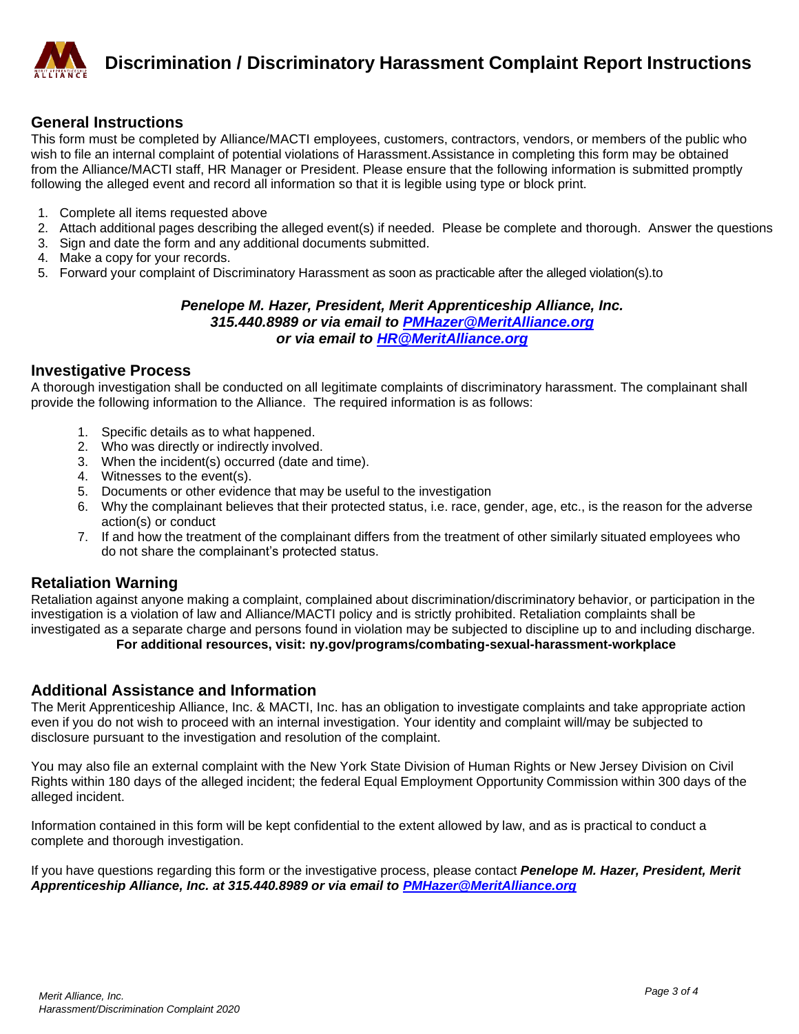# Discrimination / Discriminatory Harassment Complaint Report Instructions

## General Instructions

This form must be completed by Alliance/MACTI employees, customers, contractors, vendors, or members of the public who wish to file an internal complaint of potential violations of Harassment.Assistance in completing this form may be obtained from the Alliance/MACTI staff, HR Manager or President. Please ensure that the following information is submitted promptly following the alleged event and record all information so that it is legible using type or block print.

1. Complete all items requested above
2. Attach additional pages describing the alleged event(s) if needed. Please be complete and thorough. Answer the questions
3. Sign and date the form and any additional documents submitted.
4. Make a copy for your records.
5. Forward your complaint of Discriminatory Harassment as soon as practicable after the alleged violation(s).to

***Penelope M. Hazer, President, Merit Apprenticeship Alliance, Inc.***
***315.440.8989 or via email to [PMHazer@MeritAlliance.org](mailto:PMHazer@MeritAlliance.org)***
***or via email to [HR@MeritAlliance.org](mailto:HR@MeritAlliance.org)***

## Investigative Process

A thorough investigation shall be conducted on all legitimate complaints of discriminatory harassment. The complainant shall provide the following information to the Alliance. The required information is as follows:

1. Specific details as to what happened.
2. Who was directly or indirectly involved.
3. When the incident(s) occurred (date and time).
4. Witnesses to the event(s).
5. Documents or other evidence that may be useful to the investigation
6. Why the complainant believes that their protected status, i.e. race, gender, age, etc., is the reason for the adverse action(s) or conduct
7. If and how the treatment of the complainant differs from the treatment of other similarly situated employees who do not share the complainant's protected status.

## Retaliation Warning

Retaliation against anyone making a complaint, complained about discrimination/discriminatory behavior, or participation in the investigation is a violation of law and Alliance/MACTI policy and is strictly prohibited. Retaliation complaints shall be investigated as a separate charge and persons found in violation may be subjected to discipline up to and including discharge.

**For additional resources, visit: ny.gov/programs/combating-sexual-harassment-workplace**

## Additional Assistance and Information

The Merit Apprenticeship Alliance, Inc. & MACTI, Inc. has an obligation to investigate complaints and take appropriate action even if you do not wish to proceed with an internal investigation. Your identity and complaint will/may be subjected to disclosure pursuant to the investigation and resolution of the complaint.

You may also file an external complaint with the New York State Division of Human Rights or New Jersey Division on Civil Rights within 180 days of the alleged incident; the federal Equal Employment Opportunity Commission within 300 days of the alleged incident.

Information contained in this form will be kept confidential to the extent allowed by law, and as is practical to conduct a complete and thorough investigation.

If you have questions regarding this form or the investigative process, please contact ***Penelope M. Hazer, President, Merit Apprenticeship Alliance, Inc. at 315.440.8989 or via email to [PMHazer@MeritAlliance.org](mailto:PMHazer@MeritAlliance.org)***